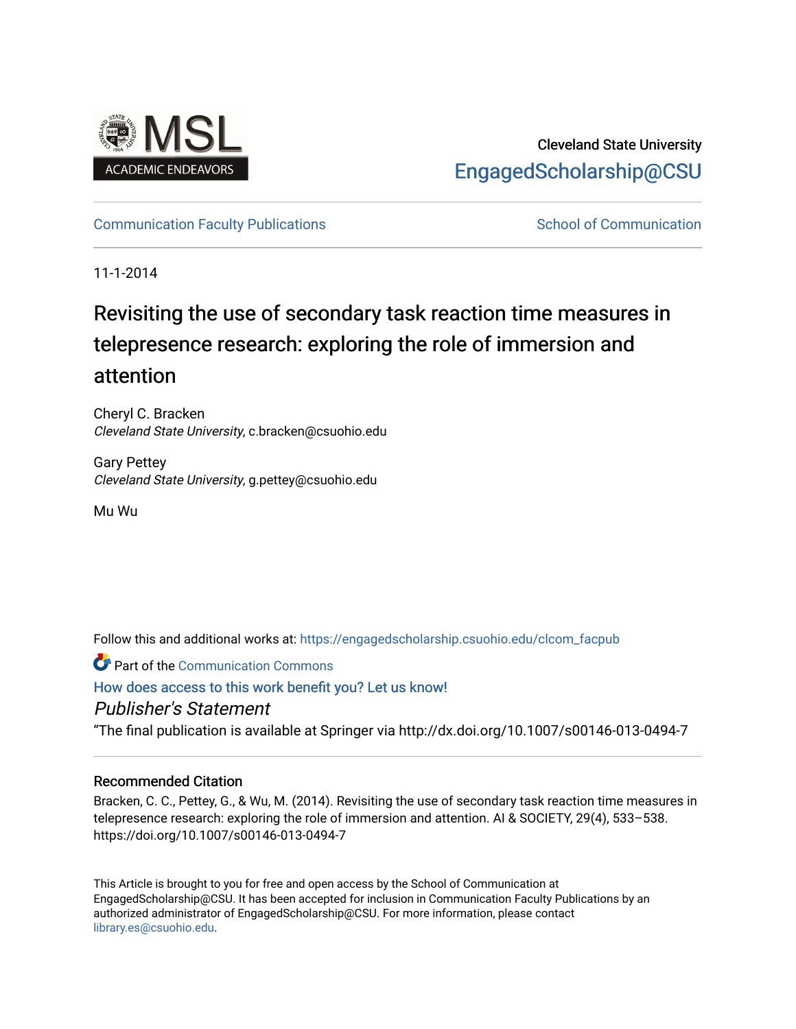Cleveland State University

EngagedScholarship@CSU

Communication Faculty Publications | School of Communication

11-1-2014

# Revisiting the use of secondary task reaction time measures in telepresence research: exploring the role of immersion and attention

Cheryl C. Bracken
*Cleveland State University*, c.bracken@csuohio.edu

Gary Pettey
*Cleveland State University*, g.pettey@csuohio.edu

Mu Wu

Follow this and additional works at: https://engagedscholarship.csuohio.edu/clcom_facpub

Part of the Communication Commons

How does access to this work benefit you? Let us know!

*Publisher's Statement*

"The final publication is available at Springer via http://dx.doi.org/10.1007/s00146-013-0494-7

### Recommended Citation

Bracken, C. C., Pettey, G., & Wu, M. (2014). Revisiting the use of secondary task reaction time measures in telepresence research: exploring the role of immersion and attention. AI & SOCIETY, 29(4), 533–538. https://doi.org/10.1007/s00146-013-0494-7

This Article is brought to you for free and open access by the School of Communication at EngagedScholarship@CSU. It has been accepted for inclusion in Communication Faculty Publications by an authorized administrator of EngagedScholarship@CSU. For more information, please contact library.es@csuohio.edu.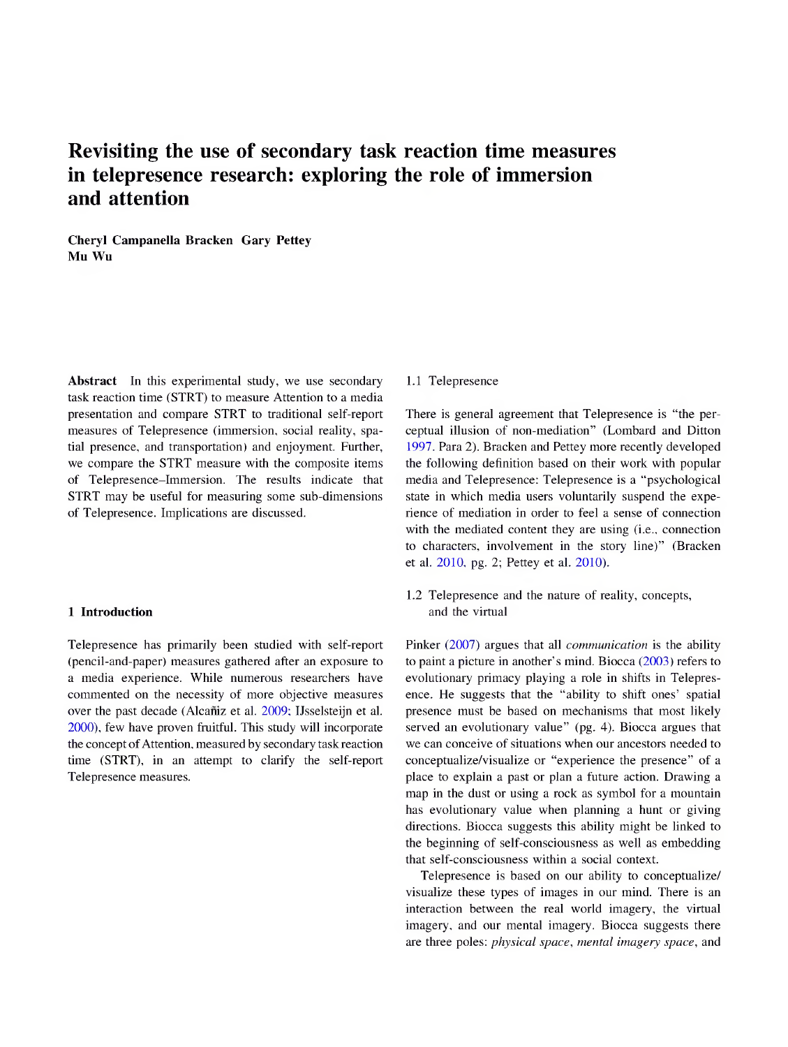# Revisiting the use of secondary task reaction time measures in telepresence research: exploring the role of immersion and attention

**Cheryl Campanella Bracken · Gary Pettey · Mu Wu**

**Abstract** In this experimental study, we use secondary task reaction time (STRT) to measure Attention to a media presentation and compare STRT to traditional self-report measures of Telepresence (immersion, social reality, spatial presence, and transportation) and enjoyment. Further, we compare the STRT measure with the composite items of Telepresence–Immersion. The results indicate that STRT may be useful for measuring some sub-dimensions of Telepresence. Implications are discussed.

## 1 Introduction

Telepresence has primarily been studied with self-report (pencil-and-paper) measures gathered after an exposure to a media experience. While numerous researchers have commented on the necessity of more objective measures over the past decade (Alcañiz et al. 2009; IJsselsteijn et al. 2000), few have proven fruitful. This study will incorporate the concept of Attention, measured by secondary task reaction time (STRT), in an attempt to clarify the self-report Telepresence measures.

### 1.1 Telepresence

There is general agreement that Telepresence is "the perceptual illusion of non-mediation" (Lombard and Ditton 1997. Para 2). Bracken and Pettey more recently developed the following definition based on their work with popular media and Telepresence: Telepresence is a "psychological state in which media users voluntarily suspend the experience of mediation in order to feel a sense of connection with the mediated content they are using (i.e., connection to characters, involvement in the story line)" (Bracken et al. 2010, pg. 2; Pettey et al. 2010).

### 1.2 Telepresence and the nature of reality, concepts, and the virtual

Pinker (2007) argues that all *communication* is the ability to paint a picture in another's mind. Biocca (2003) refers to evolutionary primacy playing a role in shifts in Telepresence. He suggests that the "ability to shift ones' spatial presence must be based on mechanisms that most likely served an evolutionary value" (pg. 4). Biocca argues that we can conceive of situations when our ancestors needed to conceptualize/visualize or "experience the presence" of a place to explain a past or plan a future action. Drawing a map in the dust or using a rock as symbol for a mountain has evolutionary value when planning a hunt or giving directions. Biocca suggests this ability might be linked to the beginning of self-consciousness as well as embedding that self-consciousness within a social context.

Telepresence is based on our ability to conceptualize/visualize these types of images in our mind. There is an interaction between the real world imagery, the virtual imagery, and our mental imagery. Biocca suggests there are three poles: *physical space*, *mental imagery space*, and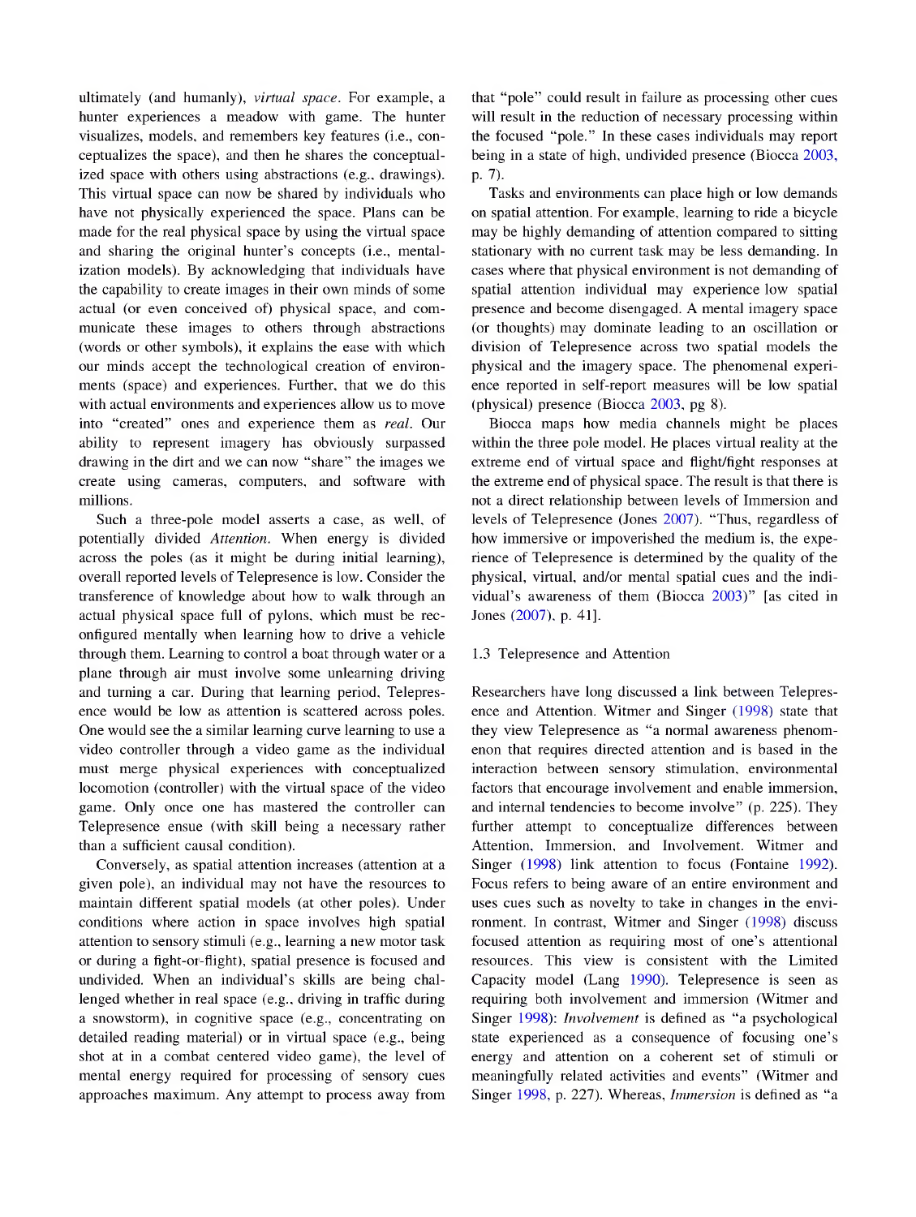ultimately (and humanly), *virtual space*. For example, a hunter experiences a meadow with game. The hunter visualizes, models, and remembers key features (i.e., conceptualizes the space), and then he shares the conceptualized space with others using abstractions (e.g., drawings). This virtual space can now be shared by individuals who have not physically experienced the space. Plans can be made for the real physical space by using the virtual space and sharing the original hunter's concepts (i.e., mentalization models). By acknowledging that individuals have the capability to create images in their own minds of some actual (or even conceived of) physical space, and communicate these images to others through abstractions (words or other symbols), it explains the ease with which our minds accept the technological creation of environments (space) and experiences. Further, that we do this with actual environments and experiences allow us to move into "created" ones and experience them as *real*. Our ability to represent imagery has obviously surpassed drawing in the dirt and we can now "share" the images we create using cameras, computers, and software with millions.

Such a three-pole model asserts a case, as well, of potentially divided *Attention*. When energy is divided across the poles (as it might be during initial learning), overall reported levels of Telepresence is low. Consider the transference of knowledge about how to walk through an actual physical space full of pylons, which must be reconfigured mentally when learning how to drive a vehicle through them. Learning to control a boat through water or a plane through air must involve some unlearning driving and turning a car. During that learning period, Telepresence would be low as attention is scattered across poles. One would see the a similar learning curve learning to use a video controller through a video game as the individual must merge physical experiences with conceptualized locomotion (controller) with the virtual space of the video game. Only once one has mastered the controller can Telepresence ensue (with skill being a necessary rather than a sufficient causal condition).

Conversely, as spatial attention increases (attention at a given pole), an individual may not have the resources to maintain different spatial models (at other poles). Under conditions where action in space involves high spatial attention to sensory stimuli (e.g., learning a new motor task or during a fight-or-flight), spatial presence is focused and undivided. When an individual's skills are being challenged whether in real space (e.g., driving in traffic during a snowstorm), in cognitive space (e.g., concentrating on detailed reading material) or in virtual space (e.g., being shot at in a combat centered video game), the level of mental energy required for processing of sensory cues approaches maximum. Any attempt to process away from that "pole" could result in failure as processing other cues will result in the reduction of necessary processing within the focused "pole." In these cases individuals may report being in a state of high, undivided presence (Biocca 2003, p. 7).

Tasks and environments can place high or low demands on spatial attention. For example, learning to ride a bicycle may be highly demanding of attention compared to sitting stationary with no current task may be less demanding. In cases where that physical environment is not demanding of spatial attention individual may experience low spatial presence and become disengaged. A mental imagery space (or thoughts) may dominate leading to an oscillation or division of Telepresence across two spatial models the physical and the imagery space. The phenomenal experience reported in self-report measures will be low spatial (physical) presence (Biocca 2003, pg 8).

Biocca maps how media channels might be places within the three pole model. He places virtual reality at the extreme end of virtual space and flight/fight responses at the extreme end of physical space. The result is that there is not a direct relationship between levels of Immersion and levels of Telepresence (Jones 2007). "Thus, regardless of how immersive or impoverished the medium is, the experience of Telepresence is determined by the quality of the physical, virtual, and/or mental spatial cues and the individual's awareness of them (Biocca 2003)" [as cited in Jones (2007), p. 41].

### 1.3 Telepresence and Attention

Researchers have long discussed a link between Telepresence and Attention. Witmer and Singer (1998) state that they view Telepresence as "a normal awareness phenomenon that requires directed attention and is based in the interaction between sensory stimulation, environmental factors that encourage involvement and enable immersion, and internal tendencies to become involve" (p. 225). They further attempt to conceptualize differences between Attention, Immersion, and Involvement. Witmer and Singer (1998) link attention to focus (Fontaine 1992). Focus refers to being aware of an entire environment and uses cues such as novelty to take in changes in the environment. In contrast, Witmer and Singer (1998) discuss focused attention as requiring most of one's attentional resources. This view is consistent with the Limited Capacity model (Lang 1990). Telepresence is seen as requiring both involvement and immersion (Witmer and Singer 1998): *Involvement* is defined as "a psychological state experienced as a consequence of focusing one's energy and attention on a coherent set of stimuli or meaningfully related activities and events" (Witmer and Singer 1998, p. 227). Whereas, *Immersion* is defined as "a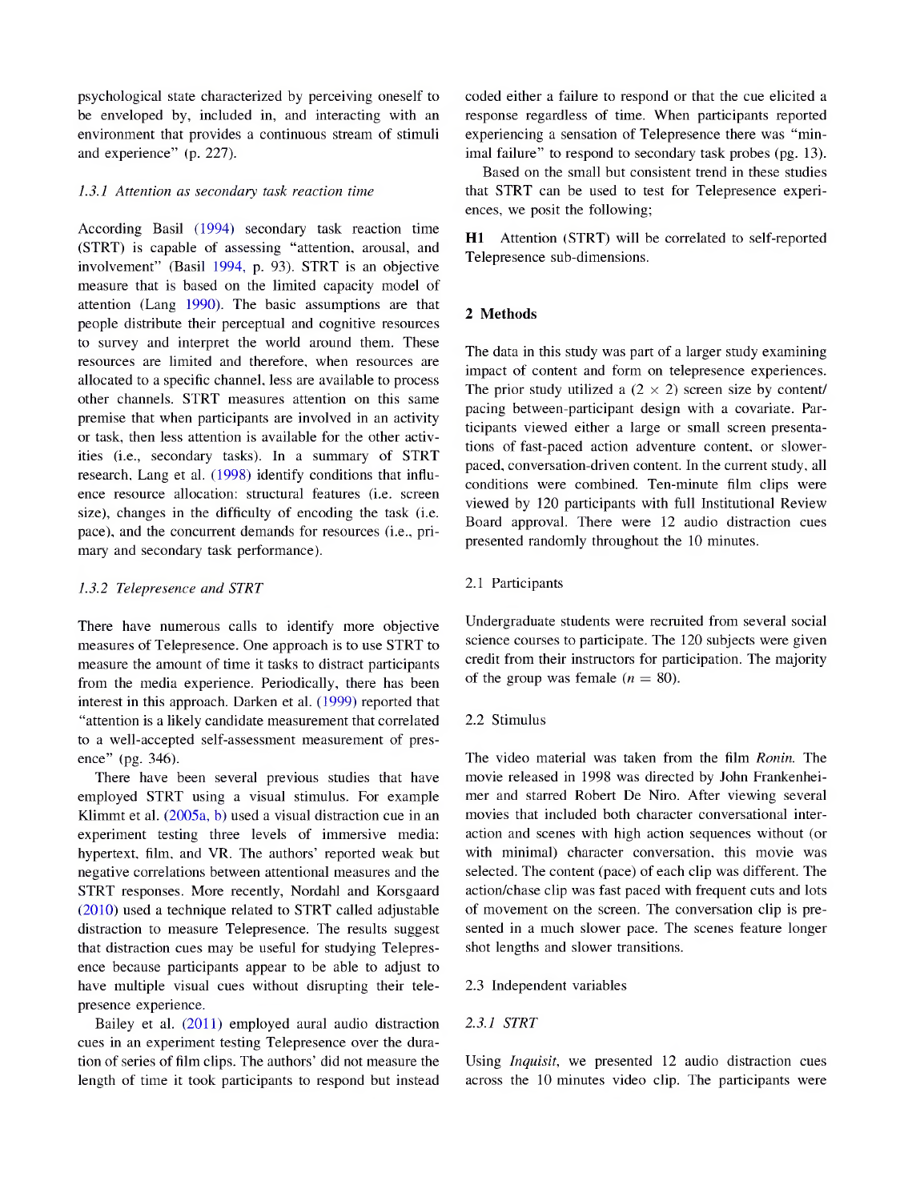psychological state characterized by perceiving oneself to be enveloped by, included in, and interacting with an environment that provides a continuous stream of stimuli and experience" (p. 227).

### 1.3.1 Attention as secondary task reaction time

According Basil (1994) secondary task reaction time (STRT) is capable of assessing "attention, arousal, and involvement" (Basil 1994, p. 93). STRT is an objective measure that is based on the limited capacity model of attention (Lang 1990). The basic assumptions are that people distribute their perceptual and cognitive resources to survey and interpret the world around them. These resources are limited and therefore, when resources are allocated to a specific channel, less are available to process other channels. STRT measures attention on this same premise that when participants are involved in an activity or task, then less attention is available for the other activities (i.e., secondary tasks). In a summary of STRT research, Lang et al. (1998) identify conditions that influence resource allocation: structural features (i.e. screen size), changes in the difficulty of encoding the task (i.e. pace), and the concurrent demands for resources (i.e., primary and secondary task performance).

### 1.3.2 Telepresence and STRT

There have numerous calls to identify more objective measures of Telepresence. One approach is to use STRT to measure the amount of time it tasks to distract participants from the media experience. Periodically, there has been interest in this approach. Darken et al. (1999) reported that "attention is a likely candidate measurement that correlated to a well-accepted self-assessment measurement of presence" (pg. 346).

There have been several previous studies that have employed STRT using a visual stimulus. For example Klimmt et al. (2005a, b) used a visual distraction cue in an experiment testing three levels of immersive media: hypertext, film, and VR. The authors' reported weak but negative correlations between attentional measures and the STRT responses. More recently, Nordahl and Korsgaard (2010) used a technique related to STRT called adjustable distraction to measure Telepresence. The results suggest that distraction cues may be useful for studying Telepresence because participants appear to be able to adjust to have multiple visual cues without disrupting their telepresence experience.

Bailey et al. (2011) employed aural audio distraction cues in an experiment testing Telepresence over the duration of series of film clips. The authors' did not measure the length of time it took participants to respond but instead coded either a failure to respond or that the cue elicited a response regardless of time. When participants reported experiencing a sensation of Telepresence there was "minimal failure" to respond to secondary task probes (pg. 13).

Based on the small but consistent trend in these studies that STRT can be used to test for Telepresence experiences, we posit the following;

**H1** Attention (STRT) will be correlated to self-reported Telepresence sub-dimensions.

## 2 Methods

The data in this study was part of a larger study examining impact of content and form on telepresence experiences. The prior study utilized a (2 × 2) screen size by content/pacing between-participant design with a covariate. Participants viewed either a large or small screen presentations of fast-paced action adventure content, or slower-paced, conversation-driven content. In the current study, all conditions were combined. Ten-minute film clips were viewed by 120 participants with full Institutional Review Board approval. There were 12 audio distraction cues presented randomly throughout the 10 minutes.

### 2.1 Participants

Undergraduate students were recruited from several social science courses to participate. The 120 subjects were given credit from their instructors for participation. The majority of the group was female ($n = 80$).

### 2.2 Stimulus

The video material was taken from the film *Ronin*. The movie released in 1998 was directed by John Frankenheimer and starred Robert De Niro. After viewing several movies that included both character conversational interaction and scenes with high action sequences without (or with minimal) character conversation, this movie was selected. The content (pace) of each clip was different. The action/chase clip was fast paced with frequent cuts and lots of movement on the screen. The conversation clip is presented in a much slower pace. The scenes feature longer shot lengths and slower transitions.

### 2.3 Independent variables

### 2.3.1 STRT

Using *Inquisit*, we presented 12 audio distraction cues across the 10 minutes video clip. The participants were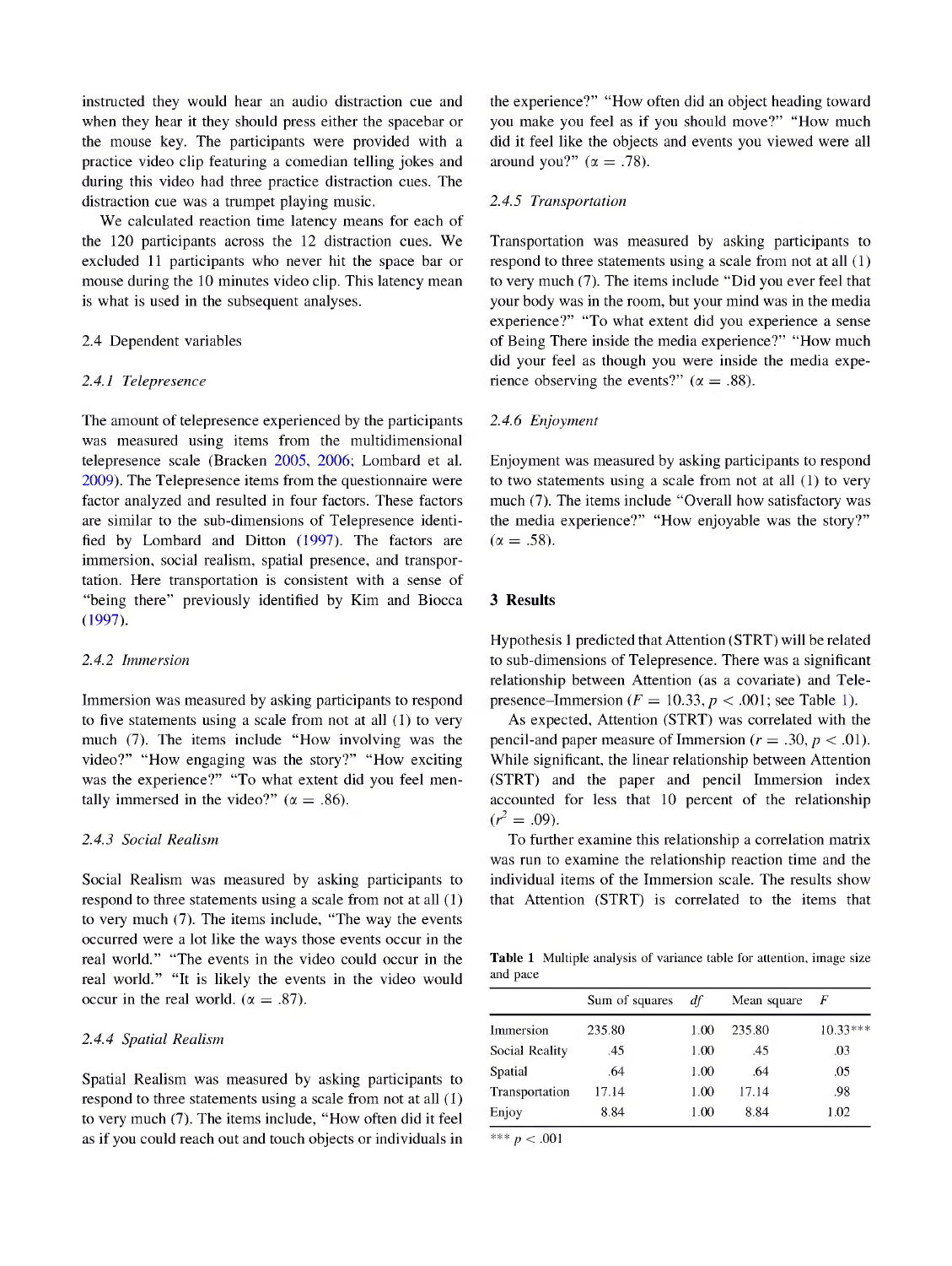instructed they would hear an audio distraction cue and when they hear it they should press either the spacebar or the mouse key. The participants were provided with a practice video clip featuring a comedian telling jokes and during this video had three practice distraction cues. The distraction cue was a trumpet playing music.

We calculated reaction time latency means for each of the 120 participants across the 12 distraction cues. We excluded 11 participants who never hit the space bar or mouse during the 10 minutes video clip. This latency mean is what is used in the subsequent analyses.

## 2.4 Dependent variables

### 2.4.1 *Telepresence*

The amount of telepresence experienced by the participants was measured using items from the multidimensional telepresence scale (Bracken 2005, 2006; Lombard et al. 2009). The Telepresence items from the questionnaire were factor analyzed and resulted in four factors. These factors are similar to the sub-dimensions of Telepresence identified by Lombard and Ditton (1997). The factors are immersion, social realism, spatial presence, and transportation. Here transportation is consistent with a sense of "being there" previously identified by Kim and Biocca (1997).

### 2.4.2 *Immersion*

Immersion was measured by asking participants to respond to five statements using a scale from not at all (1) to very much (7). The items include "How involving was the video?" "How engaging was the story?" "How exciting was the experience?" "To what extent did you feel mentally immersed in the video?" ($\alpha = .86$).

### 2.4.3 *Social Realism*

Social Realism was measured by asking participants to respond to three statements using a scale from not at all (1) to very much (7). The items include, "The way the events occurred were a lot like the ways those events occur in the real world." "The events in the video could occur in the real world." "It is likely the events in the video would occur in the real world. ($\alpha = .87$).

### 2.4.4 *Spatial Realism*

Spatial Realism was measured by asking participants to respond to three statements using a scale from not at all (1) to very much (7). The items include, "How often did it feel as if you could reach out and touch objects or individuals in the experience?" "How often did an object heading toward you make you feel as if you should move?" "How much did it feel like the objects and events you viewed were all around you?" ($\alpha = .78$).

### 2.4.5 *Transportation*

Transportation was measured by asking participants to respond to three statements using a scale from not at all (1) to very much (7). The items include "Did you ever feel that your body was in the room, but your mind was in the media experience?" "To what extent did you experience a sense of Being There inside the media experience?" "How much did your feel as though you were inside the media experience observing the events?" ($\alpha = .88$).

### 2.4.6 *Enjoyment*

Enjoyment was measured by asking participants to respond to two statements using a scale from not at all (1) to very much (7). The items include "Overall how satisfactory was the media experience?" "How enjoyable was the story?" ($\alpha = .58$).

# 3 Results

Hypothesis 1 predicted that Attention (STRT) will be related to sub-dimensions of Telepresence. There was a significant relationship between Attention (as a covariate) and Telepresence–Immersion ($F = 10.33$, $p < .001$; see Table 1).

As expected, Attention (STRT) was correlated with the pencil-and paper measure of Immersion ($r = .30$, $p < .01$). While significant, the linear relationship between Attention (STRT) and the paper and pencil Immersion index accounted for less that 10 percent of the relationship ($r^2 = .09$).

To further examine this relationship a correlation matrix was run to examine the relationship reaction time and the individual items of the Immersion scale. The results show that Attention (STRT) is correlated to the items that

**Table 1** Multiple analysis of variance table for attention, image size and pace

| | Sum of squares | *df* | Mean square | *F* |
|---|---|---|---|---|
| Immersion | 235.80 | 1.00 | 235.80 | 10.33*** |
| Social Reality | .45 | 1.00 | .45 | .03 |
| Spatial | .64 | 1.00 | .64 | .05 |
| Transportation | 17.14 | 1.00 | 17.14 | .98 |
| Enjoy | 8.84 | 1.00 | 8.84 | 1.02 |

*** $p < .001$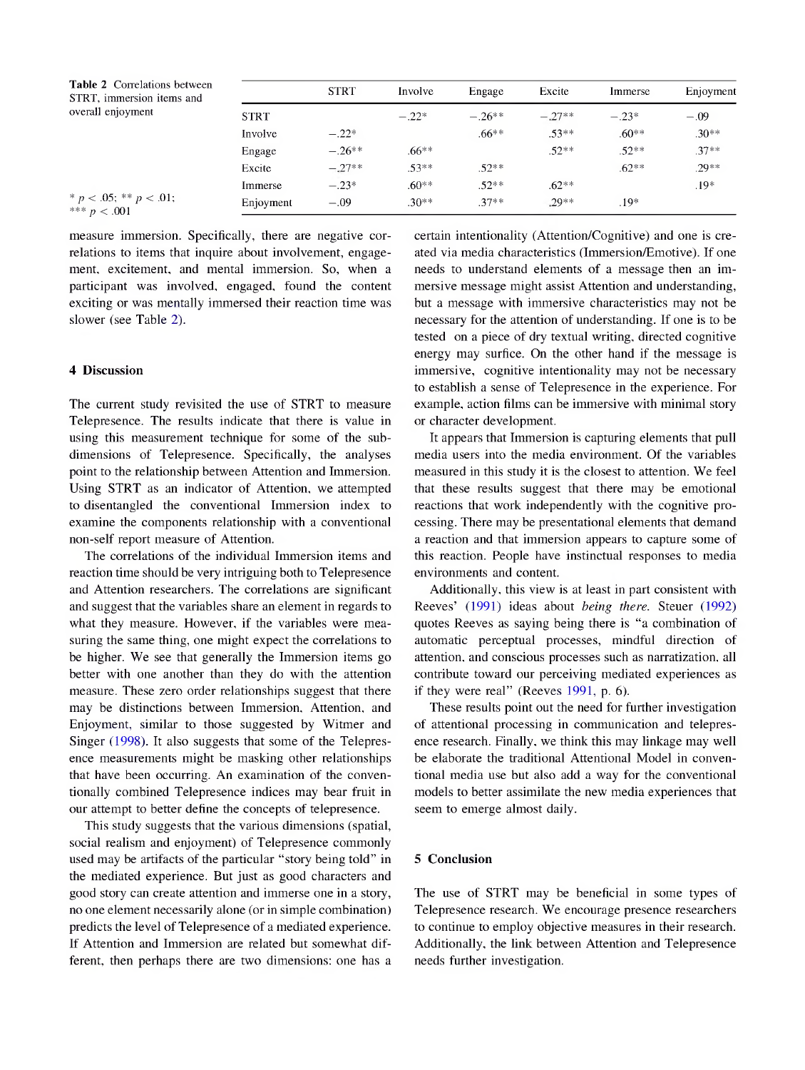**Table 2** Correlations between STRT, immersion items and overall enjoyment

| | STRT | Involve | Engage | Excite | Immerse | Enjoyment |
|---|---|---|---|---|---|---|
| STRT | | −.22* | −.26** | −.27** | −.23* | −.09 |
| Involve | −.22* | | .66** | .53** | .60** | .30** |
| Engage | −.26** | .66** | | .52** | .52** | .37** |
| Excite | −.27** | .53** | .52** | | .62** | .29** |
| Immerse | −.23* | .60** | .52** | .62** | | .19* |
| Enjoyment | −.09 | .30** | .37** | .29** | .19* | |

* $p < .05$; ** $p < .01$; *** $p < .001$

measure immersion. Specifically, there are negative correlations to items that inquire about involvement, engagement, excitement, and mental immersion. So, when a participant was involved, engaged, found the content exciting or was mentally immersed their reaction time was slower (see Table 2).

## 4 Discussion

The current study revisited the use of STRT to measure Telepresence. The results indicate that there is value in using this measurement technique for some of the sub-dimensions of Telepresence. Specifically, the analyses point to the relationship between Attention and Immersion. Using STRT as an indicator of Attention, we attempted to disentangled the conventional Immersion index to examine the components relationship with a conventional non-self report measure of Attention.

The correlations of the individual Immersion items and reaction time should be very intriguing both to Telepresence and Attention researchers. The correlations are significant and suggest that the variables share an element in regards to what they measure. However, if the variables were measuring the same thing, one might expect the correlations to be higher. We see that generally the Immersion items go better with one another than they do with the attention measure. These zero order relationships suggest that there may be distinctions between Immersion, Attention, and Enjoyment, similar to those suggested by Witmer and Singer (1998). It also suggests that some of the Telepresence measurements might be masking other relationships that have been occurring. An examination of the conventionally combined Telepresence indices may bear fruit in our attempt to better define the concepts of telepresence.

This study suggests that the various dimensions (spatial, social realism and enjoyment) of Telepresence commonly used may be artifacts of the particular "story being told" in the mediated experience. But just as good characters and good story can create attention and immerse one in a story, no one element necessarily alone (or in simple combination) predicts the level of Telepresence of a mediated experience. If Attention and Immersion are related but somewhat different, then perhaps there are two dimensions: one has a certain intentionality (Attention/Cognitive) and one is created via media characteristics (Immersion/Emotive). If one needs to understand elements of a message then an immersive message might assist Attention and understanding, but a message with immersive characteristics may not be necessary for the attention of understanding. If one is to be tested on a piece of dry textual writing, directed cognitive energy may surfice. On the other hand if the message is immersive, cognitive intentionality may not be necessary to establish a sense of Telepresence in the experience. For example, action films can be immersive with minimal story or character development.

It appears that Immersion is capturing elements that pull media users into the media environment. Of the variables measured in this study it is the closest to attention. We feel that these results suggest that there may be emotional reactions that work independently with the cognitive processing. There may be presentational elements that demand a reaction and that immersion appears to capture some of this reaction. People have instinctual responses to media environments and content.

Additionally, this view is at least in part consistent with Reeves' (1991) ideas about *being there*. Steuer (1992) quotes Reeves as saying being there is "a combination of automatic perceptual processes, mindful direction of attention, and conscious processes such as narratization, all contribute toward our perceiving mediated experiences as if they were real" (Reeves 1991, p. 6).

These results point out the need for further investigation of attentional processing in communication and telepresence research. Finally, we think this may linkage may well be elaborate the traditional Attentional Model in conventional media use but also add a way for the conventional models to better assimilate the new media experiences that seem to emerge almost daily.

## 5 Conclusion

The use of STRT may be beneficial in some types of Telepresence research. We encourage presence researchers to continue to employ objective measures in their research. Additionally, the link between Attention and Telepresence needs further investigation.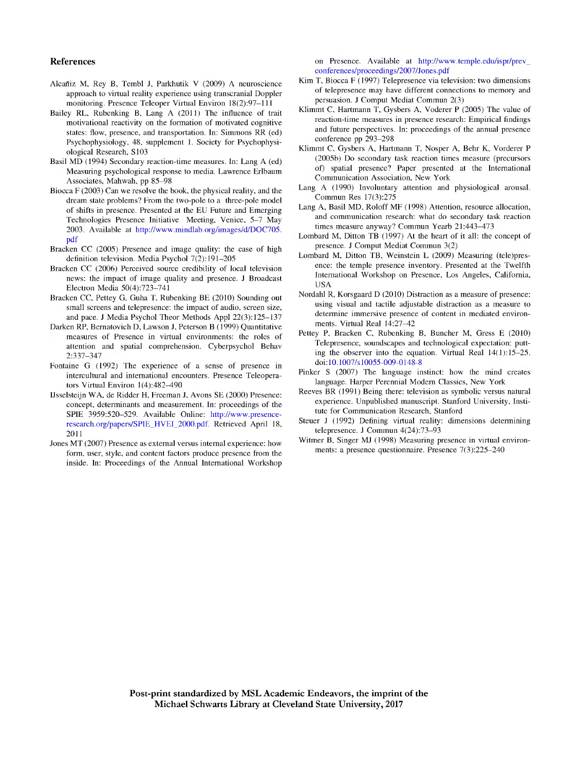## References

Alcañiz M, Rey B, Tembl J, Parkhutik V (2009) A neuroscience approach to virtual reality experience using transcranial Doppler monitoring. Presence Teleoper Virtual Environ 18(2):97–111

Bailey RL, Rubenking B, Lang A (2011) The influence of trait motivational reactivity on the formation of motivated cognitive states: flow, presence, and transportation. In: Simmons RR (ed) Psychophysiology, 48, supplement 1. Society for Psychophysiological Research, S103

Basil MD (1994) Secondary reaction-time measures. In: Lang A (ed) Measuring psychological response to media. Lawrence Erlbaum Associates, Mahwah, pp 85–98

Biocca F (2003) Can we resolve the book, the physical reality, and the dream state problems? From the two-pole to a three-pole model of shifts in presence. Presented at the EU Future and Emerging Technologies Presence Initiative Meeting, Venice, 5–7 May 2003. Available at http://www.mindlab.org/images/d/DOC705.pdf

Bracken CC (2005) Presence and image quality: the case of high definition television. Media Psychol 7(2):191–205

Bracken CC (2006) Perceived source credibility of local television news: the impact of image quality and presence. J Broadcast Electron Media 50(4):723–741

Bracken CC, Pettey G, Guha T, Rubenking BE (2010) Sounding out small screens and telepresence: the impact of audio, screen size, and pace. J Media Psychol Theor Methods Appl 22(3):125–137

Darken RP, Bernatovich D, Lawson J, Peterson B (1999) Quantitative measures of Presence in virtual environments: the roles of attention and spatial comprehension. Cyberpsychol Behav 2:337–347

Fontaine G (1992) The experience of a sense of presence in intercultural and international encounters. Presence Teleoperators Virtual Environ 1(4):482–490

IJsselsteijn WA, de Ridder H, Freeman J, Avons SE (2000) Presence: concept, determinants and measurement. In: proceedings of the SPIE 3959:520–529. Available Online: http://www.presence-research.org/papers/SPIE_HVEI_2000.pdf. Retrieved April 18, 2011

Jones MT (2007) Presence as external versus internal experience: how form, user, style, and content factors produce presence from the inside. In: Proceedings of the Annual International Workshop on Presence. Available at http://www.temple.edu/ispr/prev_conferences/proceedings/2007/Jones.pdf

Kim T, Biocca F (1997) Telepresence via television: two dimensions of telepresence may have different connections to memory and persuasion. J Comput Mediat Commun 2(3)

Klimmt C, Hartmann T, Gysbers A, Voderer P (2005) The value of reaction-time measures in presence research: Empirical findings and future perspectives. In: proceedings of the annual presence conference pp 293–298

Klimmt C, Gysbers A, Hartmann T, Nosper A, Behr K, Vorderer P (2005b) Do secondary task reaction times measure (precursors of) spatial presence? Paper presented at the International Communication Association, New York

Lang A (1990) Involuntary attention and physiological arousal. Commun Res 17(3):275

Lang A, Basil MD, Roloff MF (1998) Attention, resource allocation, and communication research: what do secondary task reaction times measure anyway? Commun Yearb 21:443–473

Lombard M, Ditton TB (1997) At the heart of it all: the concept of presence. J Comput Mediat Commun 3(2)

Lombard M, Ditton TB, Weinstein L (2009) Measuring (tele)presence: the temple presence inventory. Presented at the Twelfth International Workshop on Presence, Los Angeles, California, USA

Nordahl R, Korsgaard D (2010) Distraction as a measure of presence: using visual and tactile adjustable distraction as a measure to determine immersive presence of content in mediated environments. Virtual Real 14:27–42

Pettey P, Bracken C, Rubenking B, Buncher M, Gress E (2010) Telepresence, soundscapes and technological expectation: putting the observer into the equation. Virtual Real 14(1):15–25. doi:10.1007/s10055-009-0148-8

Pinker S (2007) The language instinct: how the mind creates language. Harper Perennial Modern Classics, New York

Reeves BR (1991) Being there: television as symbolic versus natural experience. Unpublished manuscript. Stanford University, Institute for Communication Research, Stanford

Steuer J (1992) Defining virtual reality: dimensions determining telepresence. J Commun 4(24):73–93

Witmer B, Singer MJ (1998) Measuring presence in virtual environments: a presence questionnaire. Presence 7(3):225–240

**Post-print standardized by MSL Academic Endeavors, the imprint of the Michael Schwartz Library at Cleveland State University, 2017**